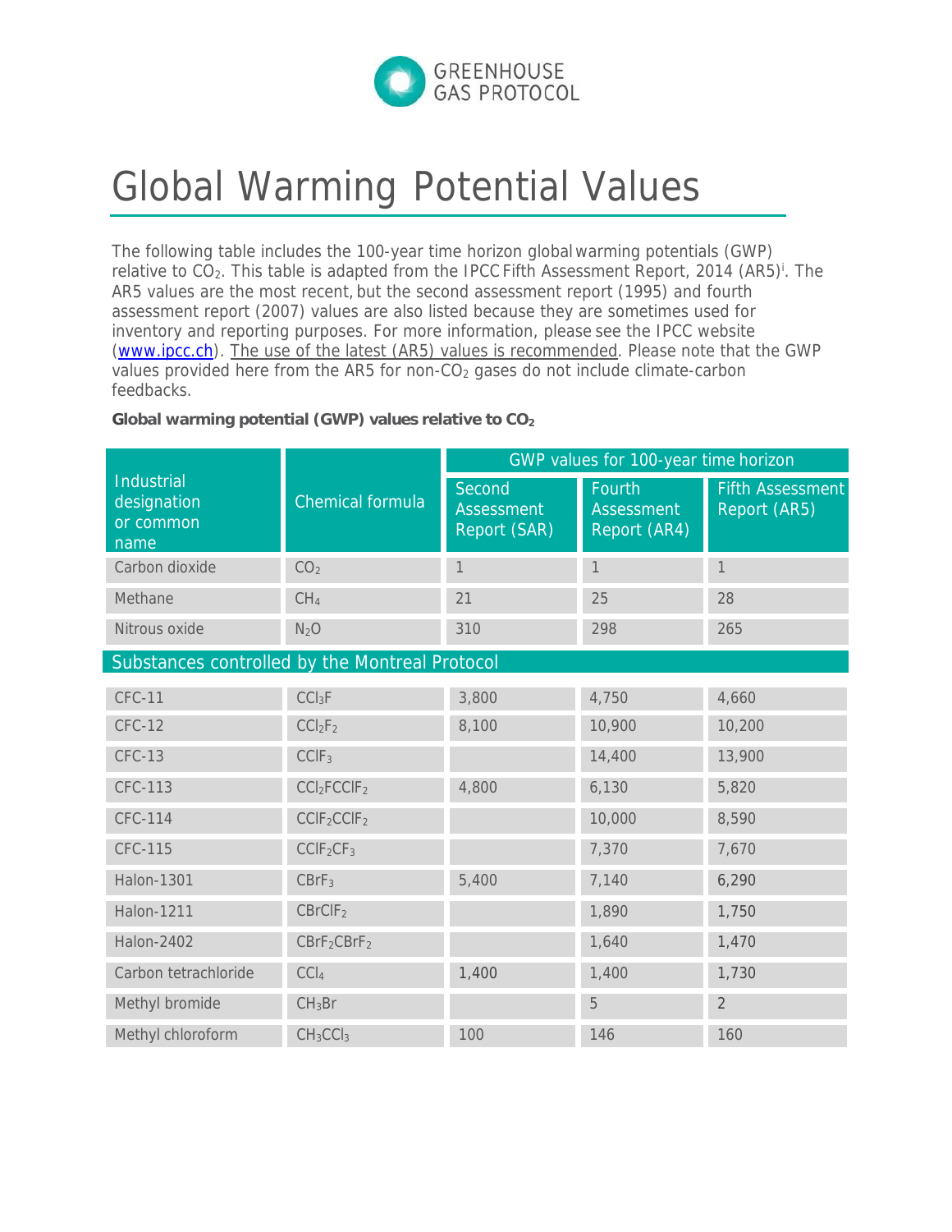GREENHOUSE GAS PROTOCOL

# Global Warming Potential Values

The following table includes the 100-year time horizon global warming potentials (GWP) relative to $CO_2$. This table is adapted from the IPCC Fifth Assessment Report, 2014 (AR5)[i]. The AR5 values are the most recent, but the second assessment report (1995) and fourth assessment report (2007) values are also listed because they are sometimes used for inventory and reporting purposes. For more information, please see the IPCC website (www.ipcc.ch). The use of the latest (AR5) values is recommended. Please note that the GWP values provided here from the AR5 for non-$CO_2$ gases do not include climate-carbon feedbacks.

**Global warming potential (GWP) values relative to $CO_2$**

| Industrial designation or common name | Chemical formula | GWP values for 100-year time horizon | | |
|---|---|---|---|---|
| | | Second Assessment Report (SAR) | Fourth Assessment Report (AR4) | Fifth Assessment Report (AR5) |
| Carbon dioxide | $CO_2$ | 1 | 1 | 1 |
| Methane | $CH_4$ | 21 | 25 | 28 |
| Nitrous oxide | $N_2O$ | 310 | 298 | 265 |
| **Substances controlled by the Montreal Protocol** | | | | |
| CFC-11 | $CCl_3F$ | 3,800 | 4,750 | 4,660 |
| CFC-12 | $CCl_2F_2$ | 8,100 | 10,900 | 10,200 |
| CFC-13 | $CClF_3$ | | 14,400 | 13,900 |
| CFC-113 | $CCl_2FCClF_2$ | 4,800 | 6,130 | 5,820 |
| CFC-114 | $CClF_2CClF_2$ | | 10,000 | 8,590 |
| CFC-115 | $CClF_2CF_3$ | | 7,370 | 7,670 |
| Halon-1301 | $CBrF_3$ | 5,400 | 7,140 | 6,290 |
| Halon-1211 | $CBrClF_2$ | | 1,890 | 1,750 |
| Halon-2402 | $CBrF_2CBrF_2$ | | 1,640 | 1,470 |
| Carbon tetrachloride | $CCl_4$ | 1,400 | 1,400 | 1,730 |
| Methyl bromide | $CH_3Br$ | | 5 | 2 |
| Methyl chloroform | $CH_3CCl_3$ | 100 | 146 | 160 |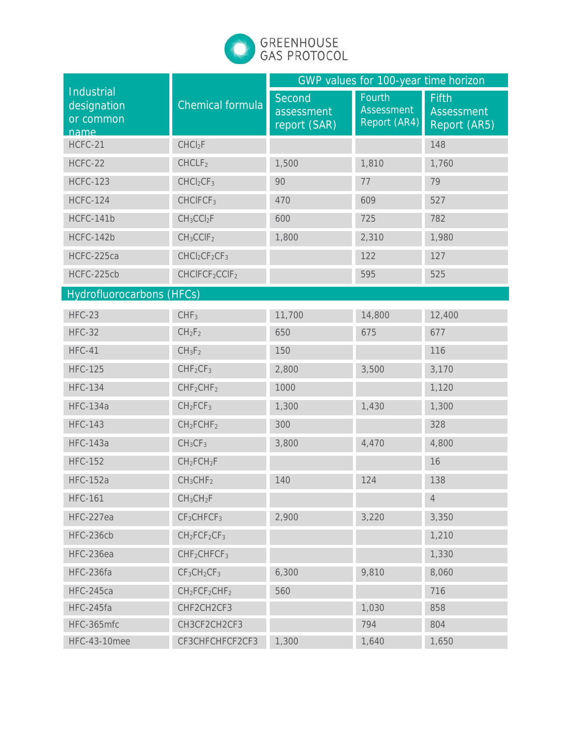| Industrial designation or common name | Chemical formula | GWP values for 100-year time horizon | | |
|---|---|---|---|---|
| | | Second assessment report (SAR) | Fourth Assessment Report (AR4) | Fifth Assessment Report (AR5) |
| HCFC-21 | $CHCl_2F$ | | | 148 |
| HCFC-22 | $CHCLF_2$ | 1,500 | 1,810 | 1,760 |
| HCFC-123 | $CHCl_2CF_3$ | 90 | 77 | 79 |
| HCFC-124 | $CHClFCF_3$ | 470 | 609 | 527 |
| HCFC-141b | $CH_3CCl_2F$ | 600 | 725 | 782 |
| HCFC-142b | $CH_3CClF_2$ | 1,800 | 2,310 | 1,980 |
| HCFC-225ca | $CHCl_2CF_2CF_3$ | | 122 | 127 |
| HCFC-225cb | $CHClFCF_2CClF_2$ | | 595 | 525 |
| **Hydrofluorocarbons (HFCs)** | | | | |
| HFC-23 | $CHF_3$ | 11,700 | 14,800 | 12,400 |
| HFC-32 | $CH_2F_2$ | 650 | 675 | 677 |
| HFC-41 | $CH_3F_2$ | 150 | | 116 |
| HFC-125 | $CHF_2CF_3$ | 2,800 | 3,500 | 3,170 |
| HFC-134 | $CHF_2CHF_2$ | 1000 | | 1,120 |
| HFC-134a | $CH_2FCF_3$ | 1,300 | 1,430 | 1,300 |
| HFC-143 | $CH_2FCHF_2$ | 300 | | 328 |
| HFC-143a | $CH_3CF_3$ | 3,800 | 4,470 | 4,800 |
| HFC-152 | $CH_2FCH_2F$ | | | 16 |
| HFC-152a | $CH_3CHF_2$ | 140 | 124 | 138 |
| HFC-161 | $CH_3CH_2F$ | | | 4 |
| HFC-227ea | $CF_3CHFCF_3$ | 2,900 | 3,220 | 3,350 |
| HFC-236cb | $CH_2FCF_2CF_3$ | | | 1,210 |
| HFC-236ea | $CHF_2CHFCF_3$ | | | 1,330 |
| HFC-236fa | $CF_3CH_2CF_3$ | 6,300 | 9,810 | 8,060 |
| HFC-245ca | $CH_2FCF_2CHF_2$ | 560 | | 716 |
| HFC-245fa | CHF2CH2CF3 | | 1,030 | 858 |
| HFC-365mfc | CH3CF2CH2CF3 | | 794 | 804 |
| HFC-43-10mee | CF3CHFCHFCF2CF3 | 1,300 | 1,640 | 1,650 |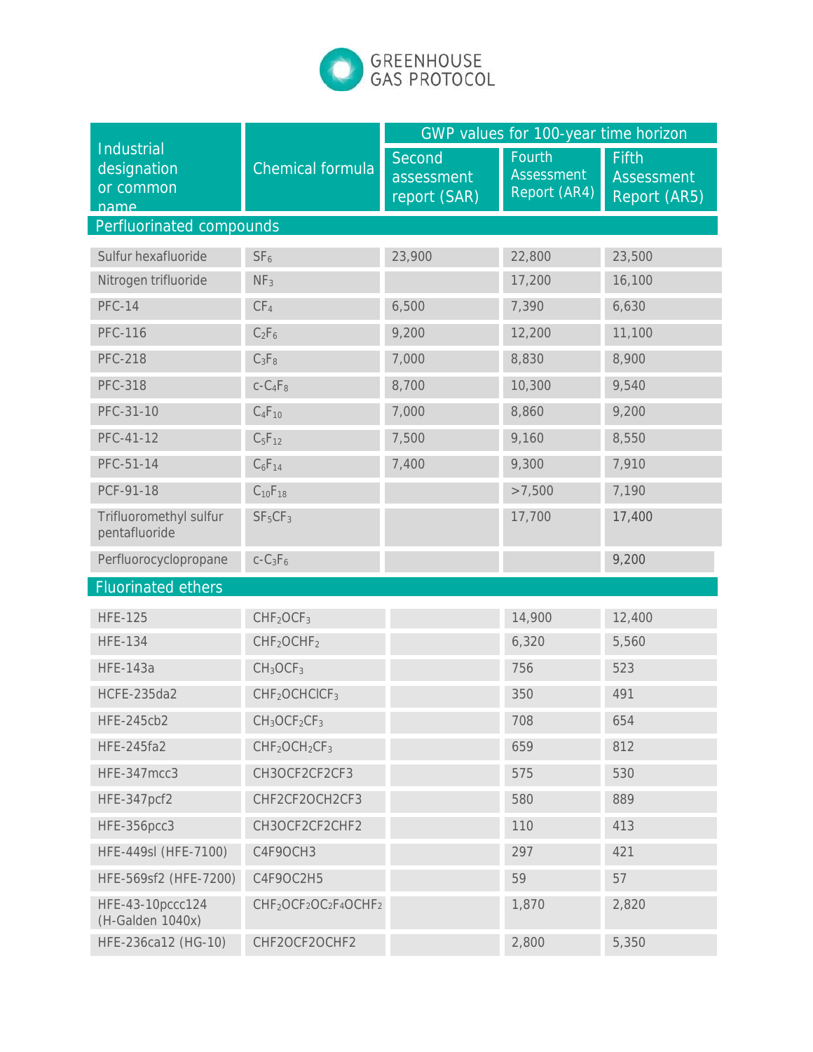| Industrial designation or common name | Chemical formula | GWP values for 100-year time horizon | | |
|---|---|---|---|---|
| | | Second assessment report (SAR) | Fourth Assessment Report (AR4) | Fifth Assessment Report (AR5) |
| **Perfluorinated compounds** | | | | |
| Sulfur hexafluoride | $SF_6$ | 23,900 | 22,800 | 23,500 |
| Nitrogen trifluoride | $NF_3$ | | 17,200 | 16,100 |
| PFC-14 | $CF_4$ | 6,500 | 7,390 | 6,630 |
| PFC-116 | $C_2F_6$ | 9,200 | 12,200 | 11,100 |
| PFC-218 | $C_3F_8$ | 7,000 | 8,830 | 8,900 |
| PFC-318 | $c\text{-}C_4F_8$ | 8,700 | 10,300 | 9,540 |
| PFC-31-10 | $C_4F_{10}$ | 7,000 | 8,860 | 9,200 |
| PFC-41-12 | $C_5F_{12}$ | 7,500 | 9,160 | 8,550 |
| PFC-51-14 | $C_6F_{14}$ | 7,400 | 9,300 | 7,910 |
| PCF-91-18 | $C_{10}F_{18}$ | | >7,500 | 7,190 |
| Trifluoromethyl sulfur pentafluoride | $SF_5CF_3$ | | 17,700 | 17,400 |
| Perfluorocyclopropane | $c\text{-}C_3F_6$ | | | 9,200 |
| **Fluorinated ethers** | | | | |
| HFE-125 | $CHF_2OCF_3$ | | 14,900 | 12,400 |
| HFE-134 | $CHF_2OCHF_2$ | | 6,320 | 5,560 |
| HFE-143a | $CH_3OCF_3$ | | 756 | 523 |
| HCFE-235da2 | $CHF_2OCHClCF_3$ | | 350 | 491 |
| HFE-245cb2 | $CH_3OCF_2CF_3$ | | 708 | 654 |
| HFE-245fa2 | $CHF_2OCH_2CF_3$ | | 659 | 812 |
| HFE-347mcc3 | CH3OCF2CF2CF3 | | 575 | 530 |
| HFE-347pcf2 | CHF2CF2OCH2CF3 | | 580 | 889 |
| HFE-356pcc3 | CH3OCF2CF2CHF2 | | 110 | 413 |
| HFE-449sl (HFE-7100) | C4F9OCH3 | | 297 | 421 |
| HFE-569sf2 (HFE-7200) | C4F9OC2H5 | | 59 | 57 |
| HFE-43-10pccc124 (H-Galden 1040x) | $CHF_2OCF_2OC_2F_4OCHF_2$ | | 1,870 | 2,820 |
| HFE-236ca12 (HG-10) | CHF2OCF2OCHF2 | | 2,800 | 5,350 |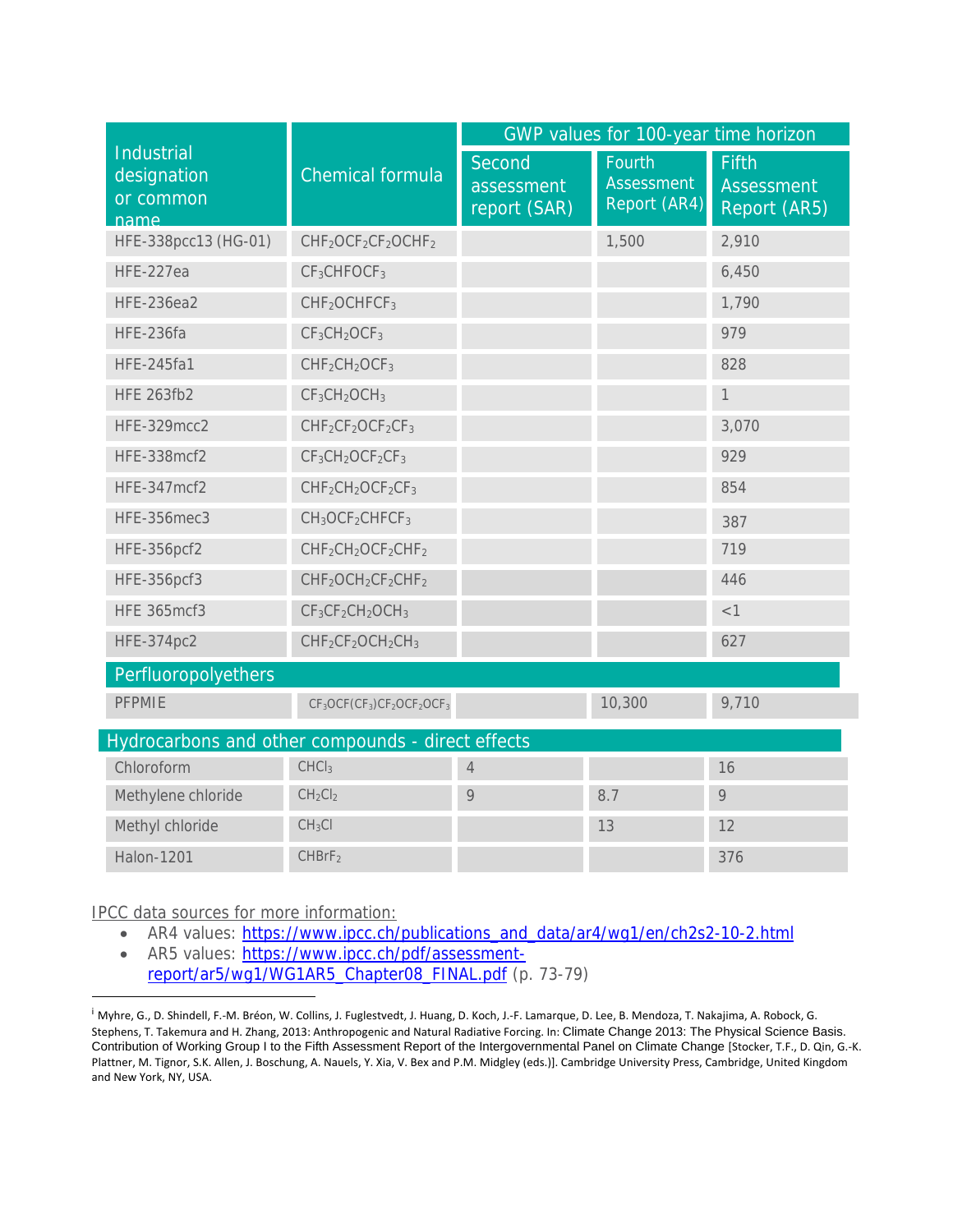| Industrial designation or common name | Chemical formula | GWP values for 100-year time horizon | | |
|---|---|---|---|---|
| | | Second assessment report (SAR) | Fourth Assessment Report (AR4) | Fifth Assessment Report (AR5) |
| HFE-338pcc13 (HG-01) | $CHF_2OCF_2CF_2OCHF_2$ | | 1,500 | 2,910 |
| HFE-227ea | $CF_3CHFOCF_3$ | | | 6,450 |
| HFE-236ea2 | $CHF_2OCHFCF_3$ | | | 1,790 |
| HFE-236fa | $CF_3CH_2OCF_3$ | | | 979 |
| HFE-245fa1 | $CHF_2CH_2OCF_3$ | | | 828 |
| HFE 263fb2 | $CF_3CH_2OCH_3$ | | | 1 |
| HFE-329mcc2 | $CHF_2CF_2OCF_2CF_3$ | | | 3,070 |
| HFE-338mcf2 | $CF_3CH_2OCF_2CF_3$ | | | 929 |
| HFE-347mcf2 | $CHF_2CH_2OCF_2CF_3$ | | | 854 |
| HFE-356mec3 | $CH_3OCF_2CHFCF_3$ | | | 387 |
| HFE-356pcf2 | $CHF_2CH_2OCF_2CHF_2$ | | | 719 |
| HFE-356pcf3 | $CHF_2OCH_2CF_2CHF_2$ | | | 446 |
| HFE 365mcf3 | $CF_3CF_2CH_2OCH_3$ | | | <1 |
| HFE-374pc2 | $CHF_2CF_2OCH_2CH_3$ | | | 627 |
| **Perfluoropolyethers** | | | | |
| PFPMIE | $CF_3OCF(CF_3)CF_2OCF_2OCF_3$ | | 10,300 | 9,710 |
| **Hydrocarbons and other compounds - direct effects** | | | | |
| Chloroform | $CHCl_3$ | 4 | | 16 |
| Methylene chloride | $CH_2Cl_2$ | 9 | 8.7 | 9 |
| Methyl chloride | $CH_3Cl$ | | 13 | 12 |
| Halon-1201 | $CHBrF_2$ | | | 376 |

IPCC data sources for more information:

- AR4 values: https://www.ipcc.ch/publications_and_data/ar4/wg1/en/ch2s2-10-2.html
- AR5 values: https://www.ipcc.ch/pdf/assessment-report/ar5/wg1/WG1AR5_Chapter08_FINAL.pdf (p. 73-79)

[i] Myhre, G., D. Shindell, F.-M. Bréon, W. Collins, J. Fuglestvedt, J. Huang, D. Koch, J.-F. Lamarque, D. Lee, B. Mendoza, T. Nakajima, A. Robock, G. Stephens, T. Takemura and H. Zhang, 2013: Anthropogenic and Natural Radiative Forcing. In: Climate Change 2013: The Physical Science Basis. Contribution of Working Group I to the Fifth Assessment Report of the Intergovernmental Panel on Climate Change [Stocker, T.F., D. Qin, G.-K. Plattner, M. Tignor, S.K. Allen, J. Boschung, A. Nauels, Y. Xia, V. Bex and P.M. Midgley (eds.)]. Cambridge University Press, Cambridge, United Kingdom and New York, NY, USA.